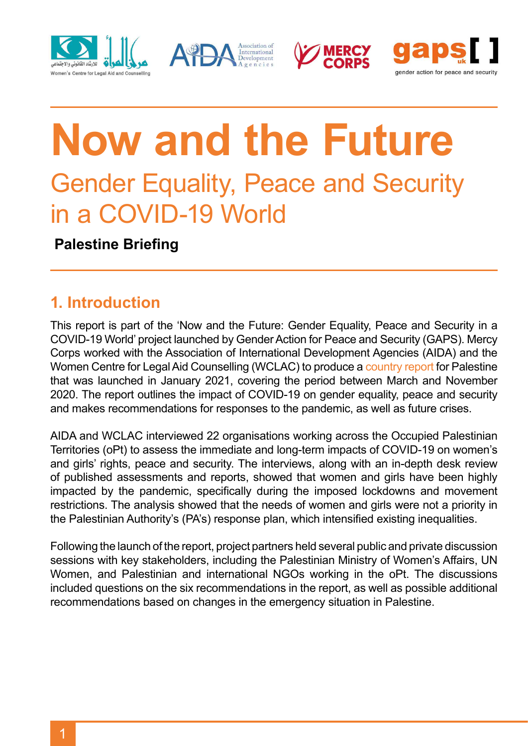# Now and the Future

## Gender Equality, Peace and Security in a COVID-19 World

**Palestine Briefing**

## 1. Introduction

This report is part of the 'Now and the Future: Gender Equality, Peace and Security in a COVID-19 World' project launched by Gender Action for Peace and Security (GAPS). Mercy Corps worked with the Association of International Development Agencies (AIDA) and the Women Centre for Legal Aid Counselling (WCLAC) to produce a country report for Palestine that was launched in January 2021, covering the period between March and November 2020. The report outlines the impact of COVID-19 on gender equality, peace and security and makes recommendations for responses to the pandemic, as well as future crises.

AIDA and WCLAC interviewed 22 organisations working across the Occupied Palestinian Territories (oPt) to assess the immediate and long-term impacts of COVID-19 on women's and girls' rights, peace and security. The interviews, along with an in-depth desk review of published assessments and reports, showed that women and girls have been highly impacted by the pandemic, specifically during the imposed lockdowns and movement restrictions. The analysis showed that the needs of women and girls were not a priority in the Palestinian Authority's (PA's) response plan, which intensified existing inequalities.

Following the launch of the report, project partners held several public and private discussion sessions with key stakeholders, including the Palestinian Ministry of Women's Affairs, UN Women, and Palestinian and international NGOs working in the oPt. The discussions included questions on the six recommendations in the report, as well as possible additional recommendations based on changes in the emergency situation in Palestine.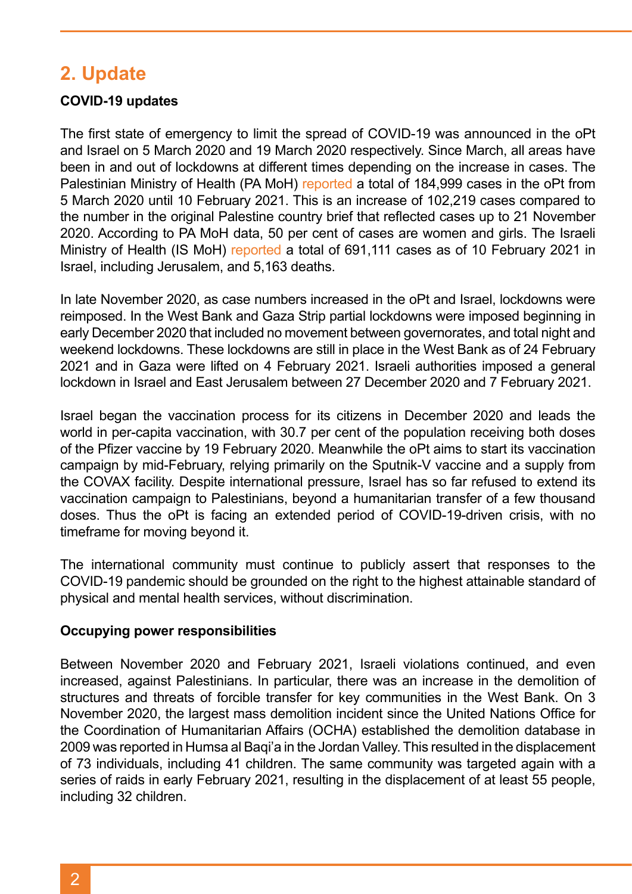## 2. Update

**COVID-19 updates**

The first state of emergency to limit the spread of COVID-19 was announced in the oPt and Israel on 5 March 2020 and 19 March 2020 respectively. Since March, all areas have been in and out of lockdowns at different times depending on the increase in cases. The Palestinian Ministry of Health (PA MoH) reported a total of 184,999 cases in the oPt from 5 March 2020 until 10 February 2021. This is an increase of 102,219 cases compared to the number in the original Palestine country brief that reflected cases up to 21 November 2020. According to PA MoH data, 50 per cent of cases are women and girls. The Israeli Ministry of Health (IS MoH) reported a total of 691,111 cases as of 10 February 2021 in Israel, including Jerusalem, and 5,163 deaths.

In late November 2020, as case numbers increased in the oPt and Israel, lockdowns were reimposed. In the West Bank and Gaza Strip partial lockdowns were imposed beginning in early December 2020 that included no movement between governorates, and total night and weekend lockdowns. These lockdowns are still in place in the West Bank as of 24 February 2021 and in Gaza were lifted on 4 February 2021. Israeli authorities imposed a general lockdown in Israel and East Jerusalem between 27 December 2020 and 7 February 2021.

Israel began the vaccination process for its citizens in December 2020 and leads the world in per-capita vaccination, with 30.7 per cent of the population receiving both doses of the Pfizer vaccine by 19 February 2020. Meanwhile the oPt aims to start its vaccination campaign by mid-February, relying primarily on the Sputnik-V vaccine and a supply from the COVAX facility. Despite international pressure, Israel has so far refused to extend its vaccination campaign to Palestinians, beyond a humanitarian transfer of a few thousand doses. Thus the oPt is facing an extended period of COVID-19-driven crisis, with no timeframe for moving beyond it.

The international community must continue to publicly assert that responses to the COVID-19 pandemic should be grounded on the right to the highest attainable standard of physical and mental health services, without discrimination.

**Occupying power responsibilities**

Between November 2020 and February 2021, Israeli violations continued, and even increased, against Palestinians. In particular, there was an increase in the demolition of structures and threats of forcible transfer for key communities in the West Bank. On 3 November 2020, the largest mass demolition incident since the United Nations Office for the Coordination of Humanitarian Affairs (OCHA) established the demolition database in 2009 was reported in Humsa al Baqi'a in the Jordan Valley. This resulted in the displacement of 73 individuals, including 41 children. The same community was targeted again with a series of raids in early February 2021, resulting in the displacement of at least 55 people, including 32 children.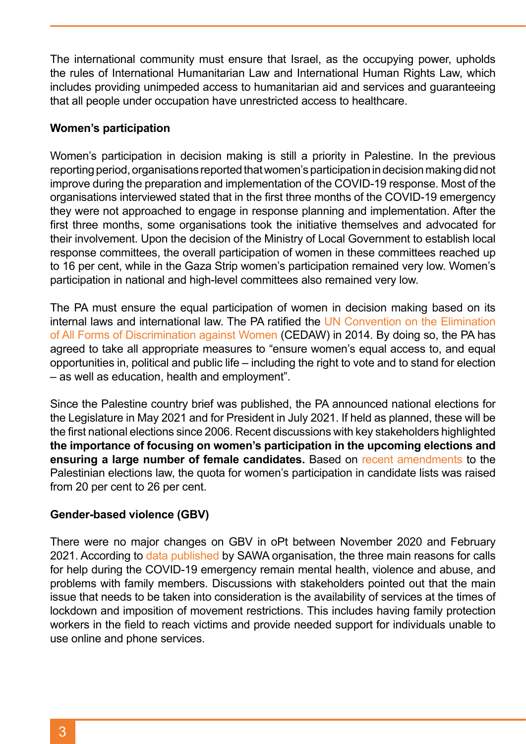The international community must ensure that Israel, as the occupying power, upholds the rules of International Humanitarian Law and International Human Rights Law, which includes providing unimpeded access to humanitarian aid and services and guaranteeing that all people under occupation have unrestricted access to healthcare.

**Women's participation**

Women's participation in decision making is still a priority in Palestine. In the previous reporting period, organisations reported that women's participation in decision making did not improve during the preparation and implementation of the COVID-19 response. Most of the organisations interviewed stated that in the first three months of the COVID-19 emergency they were not approached to engage in response planning and implementation. After the first three months, some organisations took the initiative themselves and advocated for their involvement. Upon the decision of the Ministry of Local Government to establish local response committees, the overall participation of women in these committees reached up to 16 per cent, while in the Gaza Strip women's participation remained very low. Women's participation in national and high-level committees also remained very low.

The PA must ensure the equal participation of women in decision making based on its internal laws and international law. The PA ratified the UN Convention on the Elimination of All Forms of Discrimination against Women (CEDAW) in 2014. By doing so, the PA has agreed to take all appropriate measures to "ensure women's equal access to, and equal opportunities in, political and public life – including the right to vote and to stand for election – as well as education, health and employment".

Since the Palestine country brief was published, the PA announced national elections for the Legislature in May 2021 and for President in July 2021. If held as planned, these will be the first national elections since 2006. Recent discussions with key stakeholders highlighted **the importance of focusing on women's participation in the upcoming elections and ensuring a large number of female candidates.** Based on recent amendments to the Palestinian elections law, the quota for women's participation in candidate lists was raised from 20 per cent to 26 per cent.

**Gender-based violence (GBV)**

There were no major changes on GBV in oPt between November 2020 and February 2021. According to data published by SAWA organisation, the three main reasons for calls for help during the COVID-19 emergency remain mental health, violence and abuse, and problems with family members. Discussions with stakeholders pointed out that the main issue that needs to be taken into consideration is the availability of services at the times of lockdown and imposition of movement restrictions. This includes having family protection workers in the field to reach victims and provide needed support for individuals unable to use online and phone services.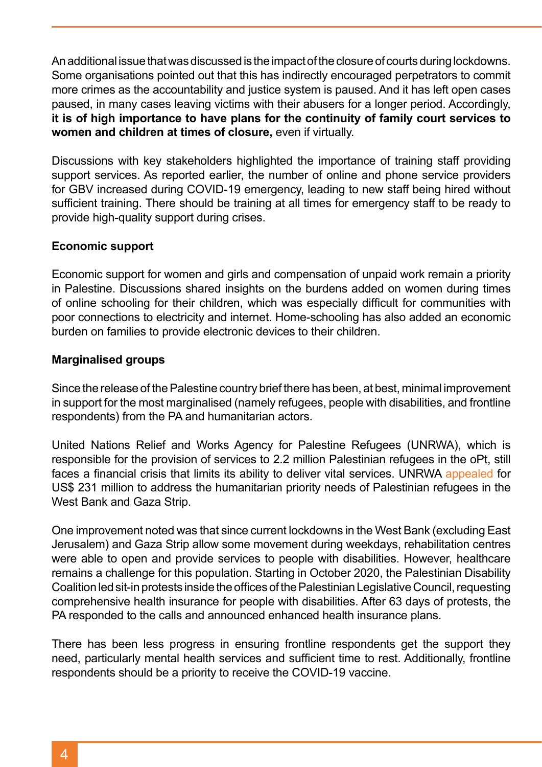An additional issue that was discussed is the impact of the closure of courts during lockdowns. Some organisations pointed out that this has indirectly encouraged perpetrators to commit more crimes as the accountability and justice system is paused. And it has left open cases paused, in many cases leaving victims with their abusers for a longer period. Accordingly, **it is of high importance to have plans for the continuity of family court services to women and children at times of closure,** even if virtually.

Discussions with key stakeholders highlighted the importance of training staff providing support services. As reported earlier, the number of online and phone service providers for GBV increased during COVID-19 emergency, leading to new staff being hired without sufficient training. There should be training at all times for emergency staff to be ready to provide high-quality support during crises.

**Economic support**

Economic support for women and girls and compensation of unpaid work remain a priority in Palestine. Discussions shared insights on the burdens added on women during times of online schooling for their children, which was especially difficult for communities with poor connections to electricity and internet. Home-schooling has also added an economic burden on families to provide electronic devices to their children.

**Marginalised groups**

Since the release of the Palestine country brief there has been, at best, minimal improvement in support for the most marginalised (namely refugees, people with disabilities, and frontline respondents) from the PA and humanitarian actors.

United Nations Relief and Works Agency for Palestine Refugees (UNRWA), which is responsible for the provision of services to 2.2 million Palestinian refugees in the oPt, still faces a financial crisis that limits its ability to deliver vital services. UNRWA appealed for US$ 231 million to address the humanitarian priority needs of Palestinian refugees in the West Bank and Gaza Strip.

One improvement noted was that since current lockdowns in the West Bank (excluding East Jerusalem) and Gaza Strip allow some movement during weekdays, rehabilitation centres were able to open and provide services to people with disabilities. However, healthcare remains a challenge for this population. Starting in October 2020, the Palestinian Disability Coalition led sit-in protests inside the offices of the Palestinian Legislative Council, requesting comprehensive health insurance for people with disabilities. After 63 days of protests, the PA responded to the calls and announced enhanced health insurance plans.

There has been less progress in ensuring frontline respondents get the support they need, particularly mental health services and sufficient time to rest. Additionally, frontline respondents should be a priority to receive the COVID-19 vaccine.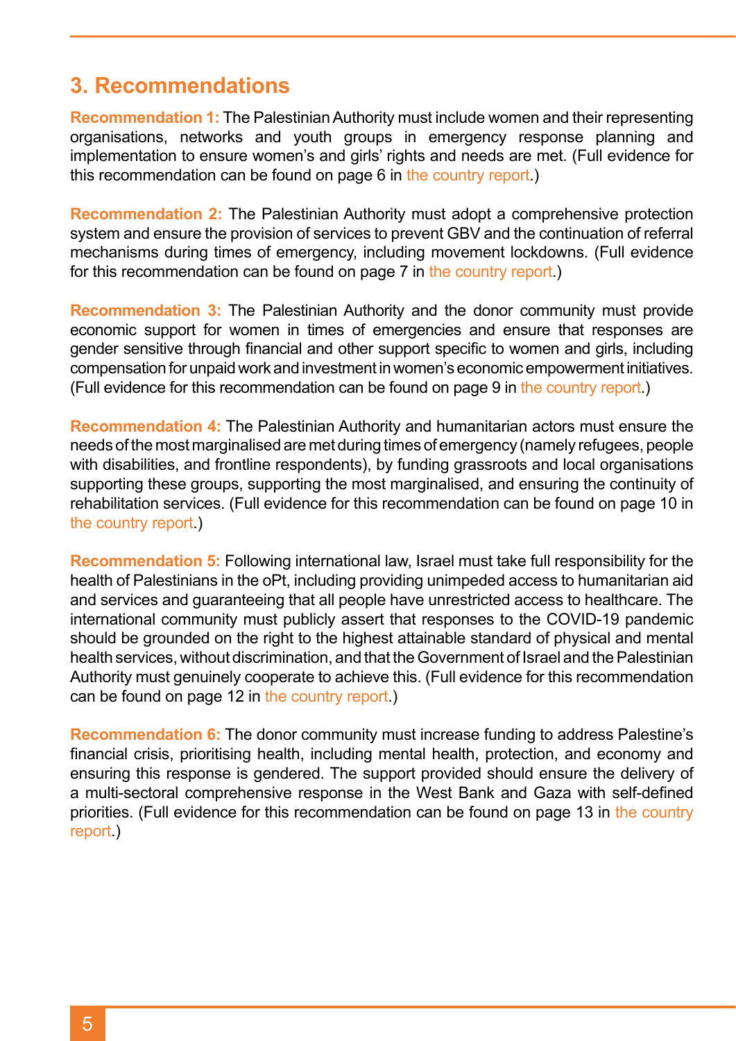## 3. Recommendations

**Recommendation 1:** The Palestinian Authority must include women and their representing organisations, networks and youth groups in emergency response planning and implementation to ensure women's and girls' rights and needs are met. (Full evidence for this recommendation can be found on page 6 in the country report.)

**Recommendation 2:** The Palestinian Authority must adopt a comprehensive protection system and ensure the provision of services to prevent GBV and the continuation of referral mechanisms during times of emergency, including movement lockdowns. (Full evidence for this recommendation can be found on page 7 in the country report.)

**Recommendation 3:** The Palestinian Authority and the donor community must provide economic support for women in times of emergencies and ensure that responses are gender sensitive through financial and other support specific to women and girls, including compensation for unpaid work and investment in women's economic empowerment initiatives. (Full evidence for this recommendation can be found on page 9 in the country report.)

**Recommendation 4:** The Palestinian Authority and humanitarian actors must ensure the needs of the most marginalised are met during times of emergency (namely refugees, people with disabilities, and frontline respondents), by funding grassroots and local organisations supporting these groups, supporting the most marginalised, and ensuring the continuity of rehabilitation services. (Full evidence for this recommendation can be found on page 10 in the country report.)

**Recommendation 5:** Following international law, Israel must take full responsibility for the health of Palestinians in the oPt, including providing unimpeded access to humanitarian aid and services and guaranteeing that all people have unrestricted access to healthcare. The international community must publicly assert that responses to the COVID-19 pandemic should be grounded on the right to the highest attainable standard of physical and mental health services, without discrimination, and that the Government of Israel and the Palestinian Authority must genuinely cooperate to achieve this. (Full evidence for this recommendation can be found on page 12 in the country report.)

**Recommendation 6:** The donor community must increase funding to address Palestine's financial crisis, prioritising health, including mental health, protection, and economy and ensuring this response is gendered. The support provided should ensure the delivery of a multi-sectoral comprehensive response in the West Bank and Gaza with self-defined priorities. (Full evidence for this recommendation can be found on page 13 in the country report.)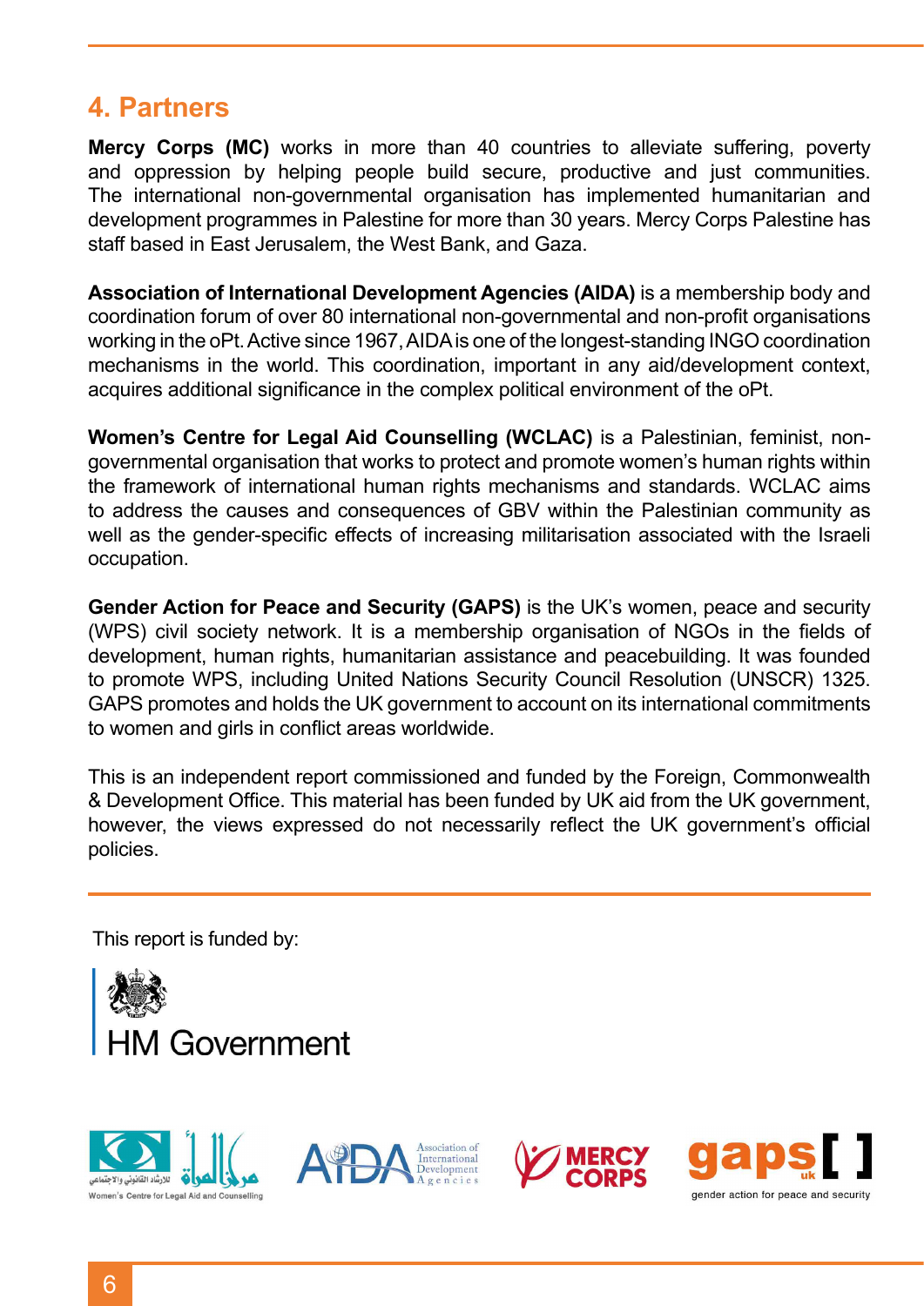## 4. Partners

**Mercy Corps (MC)** works in more than 40 countries to alleviate suffering, poverty and oppression by helping people build secure, productive and just communities. The international non-governmental organisation has implemented humanitarian and development programmes in Palestine for more than 30 years. Mercy Corps Palestine has staff based in East Jerusalem, the West Bank, and Gaza.

**Association of International Development Agencies (AIDA)** is a membership body and coordination forum of over 80 international non-governmental and non-profit organisations working in the oPt. Active since 1967, AIDA is one of the longest-standing INGO coordination mechanisms in the world. This coordination, important in any aid/development context, acquires additional significance in the complex political environment of the oPt.

**Women's Centre for Legal Aid Counselling (WCLAC)** is a Palestinian, feminist, non-governmental organisation that works to protect and promote women's human rights within the framework of international human rights mechanisms and standards. WCLAC aims to address the causes and consequences of GBV within the Palestinian community as well as the gender-specific effects of increasing militarisation associated with the Israeli occupation.

**Gender Action for Peace and Security (GAPS)** is the UK's women, peace and security (WPS) civil society network. It is a membership organisation of NGOs in the fields of development, human rights, humanitarian assistance and peacebuilding. It was founded to promote WPS, including United Nations Security Council Resolution (UNSCR) 1325. GAPS promotes and holds the UK government to account on its international commitments to women and girls in conflict areas worldwide.

This is an independent report commissioned and funded by the Foreign, Commonwealth & Development Office. This material has been funded by UK aid from the UK government, however, the views expressed do not necessarily reflect the UK government's official policies.

This report is funded by:

HM Government

مركز المرأة للارشاد القانوني والاجتماعي
Women's Centre for Legal Aid and Counselling

AIDA Association of International Development Agencies

MERCY CORPS

gaps uk [ ]
gender action for peace and security